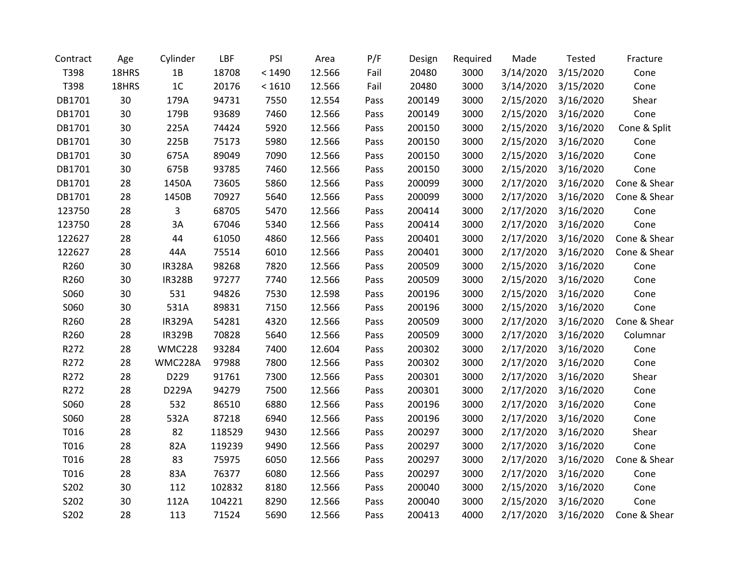| Contract | Age | Cylinder | LBF | PSI | Area | P/F | Design | Required | Made | Tested | Fracture |
|---|---|---|---|---|---|---|---|---|---|---|---|
| T398 | 18HRS | 1B | 18708 | < 1490 | 12.566 | Fail | 20480 | 3000 | 3/14/2020 | 3/15/2020 | Cone |
| T398 | 18HRS | 1C | 20176 | < 1610 | 12.566 | Fail | 20480 | 3000 | 3/14/2020 | 3/15/2020 | Cone |
| DB1701 | 30 | 179A | 94731 | 7550 | 12.554 | Pass | 200149 | 3000 | 2/15/2020 | 3/16/2020 | Shear |
| DB1701 | 30 | 179B | 93689 | 7460 | 12.566 | Pass | 200149 | 3000 | 2/15/2020 | 3/16/2020 | Cone |
| DB1701 | 30 | 225A | 74424 | 5920 | 12.566 | Pass | 200150 | 3000 | 2/15/2020 | 3/16/2020 | Cone & Split |
| DB1701 | 30 | 225B | 75173 | 5980 | 12.566 | Pass | 200150 | 3000 | 2/15/2020 | 3/16/2020 | Cone |
| DB1701 | 30 | 675A | 89049 | 7090 | 12.566 | Pass | 200150 | 3000 | 2/15/2020 | 3/16/2020 | Cone |
| DB1701 | 30 | 675B | 93785 | 7460 | 12.566 | Pass | 200150 | 3000 | 2/15/2020 | 3/16/2020 | Cone |
| DB1701 | 28 | 1450A | 73605 | 5860 | 12.566 | Pass | 200099 | 3000 | 2/17/2020 | 3/16/2020 | Cone & Shear |
| DB1701 | 28 | 1450B | 70927 | 5640 | 12.566 | Pass | 200099 | 3000 | 2/17/2020 | 3/16/2020 | Cone & Shear |
| 123750 | 28 | 3 | 68705 | 5470 | 12.566 | Pass | 200414 | 3000 | 2/17/2020 | 3/16/2020 | Cone |
| 123750 | 28 | 3A | 67046 | 5340 | 12.566 | Pass | 200414 | 3000 | 2/17/2020 | 3/16/2020 | Cone |
| 122627 | 28 | 44 | 61050 | 4860 | 12.566 | Pass | 200401 | 3000 | 2/17/2020 | 3/16/2020 | Cone & Shear |
| 122627 | 28 | 44A | 75514 | 6010 | 12.566 | Pass | 200401 | 3000 | 2/17/2020 | 3/16/2020 | Cone & Shear |
| R260 | 30 | IR328A | 98268 | 7820 | 12.566 | Pass | 200509 | 3000 | 2/15/2020 | 3/16/2020 | Cone |
| R260 | 30 | IR328B | 97277 | 7740 | 12.566 | Pass | 200509 | 3000 | 2/15/2020 | 3/16/2020 | Cone |
| S060 | 30 | 531 | 94826 | 7530 | 12.598 | Pass | 200196 | 3000 | 2/15/2020 | 3/16/2020 | Cone |
| S060 | 30 | 531A | 89831 | 7150 | 12.566 | Pass | 200196 | 3000 | 2/15/2020 | 3/16/2020 | Cone |
| R260 | 28 | IR329A | 54281 | 4320 | 12.566 | Pass | 200509 | 3000 | 2/17/2020 | 3/16/2020 | Cone & Shear |
| R260 | 28 | IR329B | 70828 | 5640 | 12.566 | Pass | 200509 | 3000 | 2/17/2020 | 3/16/2020 | Columnar |
| R272 | 28 | WMC228 | 93284 | 7400 | 12.604 | Pass | 200302 | 3000 | 2/17/2020 | 3/16/2020 | Cone |
| R272 | 28 | WMC228A | 97988 | 7800 | 12.566 | Pass | 200302 | 3000 | 2/17/2020 | 3/16/2020 | Cone |
| R272 | 28 | D229 | 91761 | 7300 | 12.566 | Pass | 200301 | 3000 | 2/17/2020 | 3/16/2020 | Shear |
| R272 | 28 | D229A | 94279 | 7500 | 12.566 | Pass | 200301 | 3000 | 2/17/2020 | 3/16/2020 | Cone |
| S060 | 28 | 532 | 86510 | 6880 | 12.566 | Pass | 200196 | 3000 | 2/17/2020 | 3/16/2020 | Cone |
| S060 | 28 | 532A | 87218 | 6940 | 12.566 | Pass | 200196 | 3000 | 2/17/2020 | 3/16/2020 | Cone |
| T016 | 28 | 82 | 118529 | 9430 | 12.566 | Pass | 200297 | 3000 | 2/17/2020 | 3/16/2020 | Shear |
| T016 | 28 | 82A | 119239 | 9490 | 12.566 | Pass | 200297 | 3000 | 2/17/2020 | 3/16/2020 | Cone |
| T016 | 28 | 83 | 75975 | 6050 | 12.566 | Pass | 200297 | 3000 | 2/17/2020 | 3/16/2020 | Cone & Shear |
| T016 | 28 | 83A | 76377 | 6080 | 12.566 | Pass | 200297 | 3000 | 2/17/2020 | 3/16/2020 | Cone |
| S202 | 30 | 112 | 102832 | 8180 | 12.566 | Pass | 200040 | 3000 | 2/15/2020 | 3/16/2020 | Cone |
| S202 | 30 | 112A | 104221 | 8290 | 12.566 | Pass | 200040 | 3000 | 2/15/2020 | 3/16/2020 | Cone |
| S202 | 28 | 113 | 71524 | 5690 | 12.566 | Pass | 200413 | 4000 | 2/17/2020 | 3/16/2020 | Cone & Shear |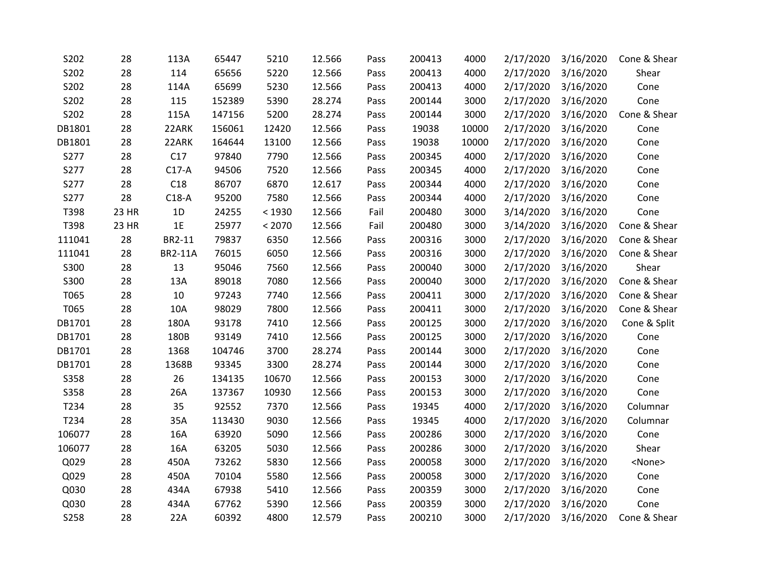| | | | | | | | | | | | |
|---|---|---|---|---|---|---|---|---|---|---|---|
| S202 | 28 | 113A | 65447 | 5210 | 12.566 | Pass | 200413 | 4000 | 2/17/2020 | 3/16/2020 | Cone & Shear |
| S202 | 28 | 114 | 65656 | 5220 | 12.566 | Pass | 200413 | 4000 | 2/17/2020 | 3/16/2020 | Shear |
| S202 | 28 | 114A | 65699 | 5230 | 12.566 | Pass | 200413 | 4000 | 2/17/2020 | 3/16/2020 | Cone |
| S202 | 28 | 115 | 152389 | 5390 | 28.274 | Pass | 200144 | 3000 | 2/17/2020 | 3/16/2020 | Cone |
| S202 | 28 | 115A | 147156 | 5200 | 28.274 | Pass | 200144 | 3000 | 2/17/2020 | 3/16/2020 | Cone & Shear |
| DB1801 | 28 | 22ARK | 156061 | 12420 | 12.566 | Pass | 19038 | 10000 | 2/17/2020 | 3/16/2020 | Cone |
| DB1801 | 28 | 22ARK | 164644 | 13100 | 12.566 | Pass | 19038 | 10000 | 2/17/2020 | 3/16/2020 | Cone |
| S277 | 28 | C17 | 97840 | 7790 | 12.566 | Pass | 200345 | 4000 | 2/17/2020 | 3/16/2020 | Cone |
| S277 | 28 | C17-A | 94506 | 7520 | 12.566 | Pass | 200345 | 4000 | 2/17/2020 | 3/16/2020 | Cone |
| S277 | 28 | C18 | 86707 | 6870 | 12.617 | Pass | 200344 | 4000 | 2/17/2020 | 3/16/2020 | Cone |
| S277 | 28 | C18-A | 95200 | 7580 | 12.566 | Pass | 200344 | 4000 | 2/17/2020 | 3/16/2020 | Cone |
| T398 | 23 HR | 1D | 24255 | < 1930 | 12.566 | Fail | 200480 | 3000 | 3/14/2020 | 3/16/2020 | Cone |
| T398 | 23 HR | 1E | 25977 | < 2070 | 12.566 | Fail | 200480 | 3000 | 3/14/2020 | 3/16/2020 | Cone & Shear |
| 111041 | 28 | BR2-11 | 79837 | 6350 | 12.566 | Pass | 200316 | 3000 | 2/17/2020 | 3/16/2020 | Cone & Shear |
| 111041 | 28 | BR2-11A | 76015 | 6050 | 12.566 | Pass | 200316 | 3000 | 2/17/2020 | 3/16/2020 | Cone & Shear |
| S300 | 28 | 13 | 95046 | 7560 | 12.566 | Pass | 200040 | 3000 | 2/17/2020 | 3/16/2020 | Shear |
| S300 | 28 | 13A | 89018 | 7080 | 12.566 | Pass | 200040 | 3000 | 2/17/2020 | 3/16/2020 | Cone & Shear |
| T065 | 28 | 10 | 97243 | 7740 | 12.566 | Pass | 200411 | 3000 | 2/17/2020 | 3/16/2020 | Cone & Shear |
| T065 | 28 | 10A | 98029 | 7800 | 12.566 | Pass | 200411 | 3000 | 2/17/2020 | 3/16/2020 | Cone & Shear |
| DB1701 | 28 | 180A | 93178 | 7410 | 12.566 | Pass | 200125 | 3000 | 2/17/2020 | 3/16/2020 | Cone & Split |
| DB1701 | 28 | 180B | 93149 | 7410 | 12.566 | Pass | 200125 | 3000 | 2/17/2020 | 3/16/2020 | Cone |
| DB1701 | 28 | 1368 | 104746 | 3700 | 28.274 | Pass | 200144 | 3000 | 2/17/2020 | 3/16/2020 | Cone |
| DB1701 | 28 | 1368B | 93345 | 3300 | 28.274 | Pass | 200144 | 3000 | 2/17/2020 | 3/16/2020 | Cone |
| S358 | 28 | 26 | 134135 | 10670 | 12.566 | Pass | 200153 | 3000 | 2/17/2020 | 3/16/2020 | Cone |
| S358 | 28 | 26A | 137367 | 10930 | 12.566 | Pass | 200153 | 3000 | 2/17/2020 | 3/16/2020 | Cone |
| T234 | 28 | 35 | 92552 | 7370 | 12.566 | Pass | 19345 | 4000 | 2/17/2020 | 3/16/2020 | Columnar |
| T234 | 28 | 35A | 113430 | 9030 | 12.566 | Pass | 19345 | 4000 | 2/17/2020 | 3/16/2020 | Columnar |
| 106077 | 28 | 16A | 63920 | 5090 | 12.566 | Pass | 200286 | 3000 | 2/17/2020 | 3/16/2020 | Cone |
| 106077 | 28 | 16A | 63205 | 5030 | 12.566 | Pass | 200286 | 3000 | 2/17/2020 | 3/16/2020 | Shear |
| Q029 | 28 | 450A | 73262 | 5830 | 12.566 | Pass | 200058 | 3000 | 2/17/2020 | 3/16/2020 | <None> |
| Q029 | 28 | 450A | 70104 | 5580 | 12.566 | Pass | 200058 | 3000 | 2/17/2020 | 3/16/2020 | Cone |
| Q030 | 28 | 434A | 67938 | 5410 | 12.566 | Pass | 200359 | 3000 | 2/17/2020 | 3/16/2020 | Cone |
| Q030 | 28 | 434A | 67762 | 5390 | 12.566 | Pass | 200359 | 3000 | 2/17/2020 | 3/16/2020 | Cone |
| S258 | 28 | 22A | 60392 | 4800 | 12.579 | Pass | 200210 | 3000 | 2/17/2020 | 3/16/2020 | Cone & Shear |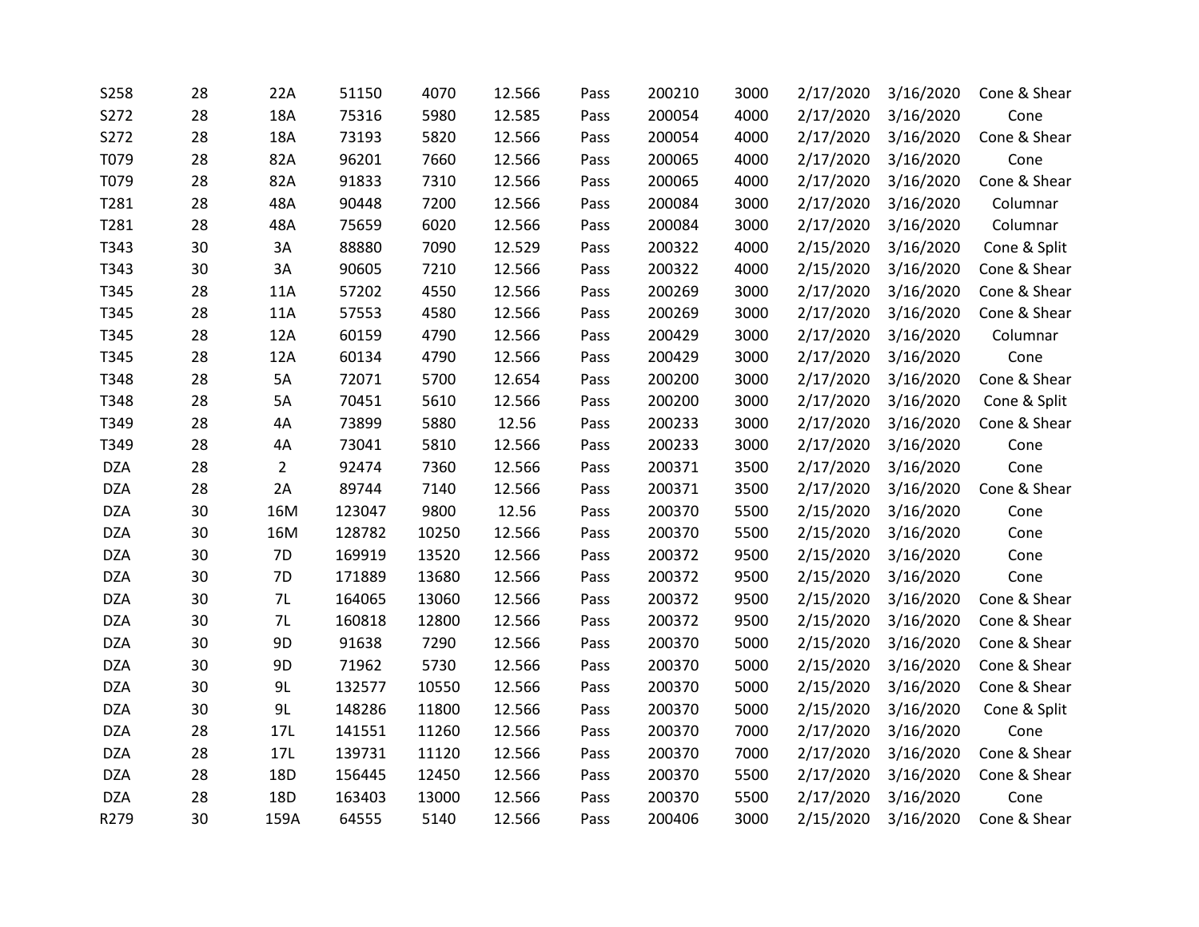| | | | | | | | | | | | |
|---|---|---|---|---|---|---|---|---|---|---|---|
| S258 | 28 | 22A | 51150 | 4070 | 12.566 | Pass | 200210 | 3000 | 2/17/2020 | 3/16/2020 | Cone & Shear |
| S272 | 28 | 18A | 75316 | 5980 | 12.585 | Pass | 200054 | 4000 | 2/17/2020 | 3/16/2020 | Cone |
| S272 | 28 | 18A | 73193 | 5820 | 12.566 | Pass | 200054 | 4000 | 2/17/2020 | 3/16/2020 | Cone & Shear |
| T079 | 28 | 82A | 96201 | 7660 | 12.566 | Pass | 200065 | 4000 | 2/17/2020 | 3/16/2020 | Cone |
| T079 | 28 | 82A | 91833 | 7310 | 12.566 | Pass | 200065 | 4000 | 2/17/2020 | 3/16/2020 | Cone & Shear |
| T281 | 28 | 48A | 90448 | 7200 | 12.566 | Pass | 200084 | 3000 | 2/17/2020 | 3/16/2020 | Columnar |
| T281 | 28 | 48A | 75659 | 6020 | 12.566 | Pass | 200084 | 3000 | 2/17/2020 | 3/16/2020 | Columnar |
| T343 | 30 | 3A | 88880 | 7090 | 12.529 | Pass | 200322 | 4000 | 2/15/2020 | 3/16/2020 | Cone & Split |
| T343 | 30 | 3A | 90605 | 7210 | 12.566 | Pass | 200322 | 4000 | 2/15/2020 | 3/16/2020 | Cone & Shear |
| T345 | 28 | 11A | 57202 | 4550 | 12.566 | Pass | 200269 | 3000 | 2/17/2020 | 3/16/2020 | Cone & Shear |
| T345 | 28 | 11A | 57553 | 4580 | 12.566 | Pass | 200269 | 3000 | 2/17/2020 | 3/16/2020 | Cone & Shear |
| T345 | 28 | 12A | 60159 | 4790 | 12.566 | Pass | 200429 | 3000 | 2/17/2020 | 3/16/2020 | Columnar |
| T345 | 28 | 12A | 60134 | 4790 | 12.566 | Pass | 200429 | 3000 | 2/17/2020 | 3/16/2020 | Cone |
| T348 | 28 | 5A | 72071 | 5700 | 12.654 | Pass | 200200 | 3000 | 2/17/2020 | 3/16/2020 | Cone & Shear |
| T348 | 28 | 5A | 70451 | 5610 | 12.566 | Pass | 200200 | 3000 | 2/17/2020 | 3/16/2020 | Cone & Split |
| T349 | 28 | 4A | 73899 | 5880 | 12.56 | Pass | 200233 | 3000 | 2/17/2020 | 3/16/2020 | Cone & Shear |
| T349 | 28 | 4A | 73041 | 5810 | 12.566 | Pass | 200233 | 3000 | 2/17/2020 | 3/16/2020 | Cone |
| DZA | 28 | 2 | 92474 | 7360 | 12.566 | Pass | 200371 | 3500 | 2/17/2020 | 3/16/2020 | Cone |
| DZA | 28 | 2A | 89744 | 7140 | 12.566 | Pass | 200371 | 3500 | 2/17/2020 | 3/16/2020 | Cone & Shear |
| DZA | 30 | 16M | 123047 | 9800 | 12.56 | Pass | 200370 | 5500 | 2/15/2020 | 3/16/2020 | Cone |
| DZA | 30 | 16M | 128782 | 10250 | 12.566 | Pass | 200370 | 5500 | 2/15/2020 | 3/16/2020 | Cone |
| DZA | 30 | 7D | 169919 | 13520 | 12.566 | Pass | 200372 | 9500 | 2/15/2020 | 3/16/2020 | Cone |
| DZA | 30 | 7D | 171889 | 13680 | 12.566 | Pass | 200372 | 9500 | 2/15/2020 | 3/16/2020 | Cone |
| DZA | 30 | 7L | 164065 | 13060 | 12.566 | Pass | 200372 | 9500 | 2/15/2020 | 3/16/2020 | Cone & Shear |
| DZA | 30 | 7L | 160818 | 12800 | 12.566 | Pass | 200372 | 9500 | 2/15/2020 | 3/16/2020 | Cone & Shear |
| DZA | 30 | 9D | 91638 | 7290 | 12.566 | Pass | 200370 | 5000 | 2/15/2020 | 3/16/2020 | Cone & Shear |
| DZA | 30 | 9D | 71962 | 5730 | 12.566 | Pass | 200370 | 5000 | 2/15/2020 | 3/16/2020 | Cone & Shear |
| DZA | 30 | 9L | 132577 | 10550 | 12.566 | Pass | 200370 | 5000 | 2/15/2020 | 3/16/2020 | Cone & Shear |
| DZA | 30 | 9L | 148286 | 11800 | 12.566 | Pass | 200370 | 5000 | 2/15/2020 | 3/16/2020 | Cone & Split |
| DZA | 28 | 17L | 141551 | 11260 | 12.566 | Pass | 200370 | 7000 | 2/17/2020 | 3/16/2020 | Cone |
| DZA | 28 | 17L | 139731 | 11120 | 12.566 | Pass | 200370 | 7000 | 2/17/2020 | 3/16/2020 | Cone & Shear |
| DZA | 28 | 18D | 156445 | 12450 | 12.566 | Pass | 200370 | 5500 | 2/17/2020 | 3/16/2020 | Cone & Shear |
| DZA | 28 | 18D | 163403 | 13000 | 12.566 | Pass | 200370 | 5500 | 2/17/2020 | 3/16/2020 | Cone |
| R279 | 30 | 159A | 64555 | 5140 | 12.566 | Pass | 200406 | 3000 | 2/15/2020 | 3/16/2020 | Cone & Shear |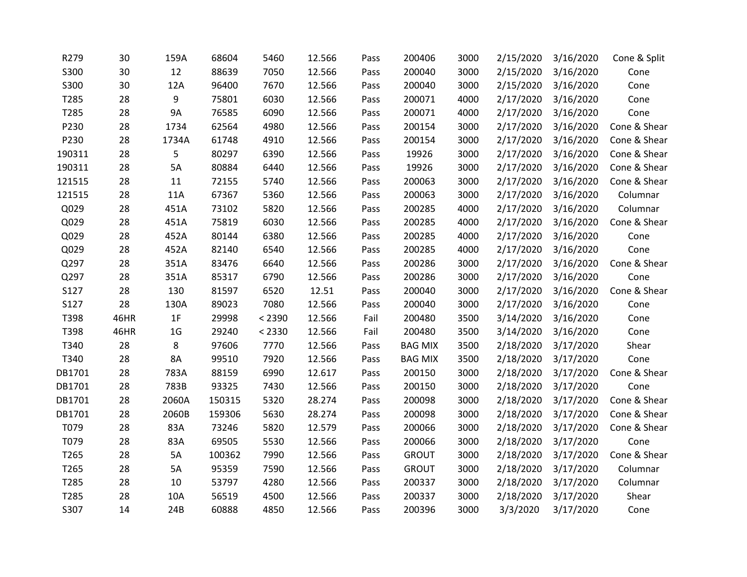| | | | | | | | | | | | |
|---|---|---|---|---|---|---|---|---|---|---|---|
| R279 | 30 | 159A | 68604 | 5460 | 12.566 | Pass | 200406 | 3000 | 2/15/2020 | 3/16/2020 | Cone & Split |
| S300 | 30 | 12 | 88639 | 7050 | 12.566 | Pass | 200040 | 3000 | 2/15/2020 | 3/16/2020 | Cone |
| S300 | 30 | 12A | 96400 | 7670 | 12.566 | Pass | 200040 | 3000 | 2/15/2020 | 3/16/2020 | Cone |
| T285 | 28 | 9 | 75801 | 6030 | 12.566 | Pass | 200071 | 4000 | 2/17/2020 | 3/16/2020 | Cone |
| T285 | 28 | 9A | 76585 | 6090 | 12.566 | Pass | 200071 | 4000 | 2/17/2020 | 3/16/2020 | Cone |
| P230 | 28 | 1734 | 62564 | 4980 | 12.566 | Pass | 200154 | 3000 | 2/17/2020 | 3/16/2020 | Cone & Shear |
| P230 | 28 | 1734A | 61748 | 4910 | 12.566 | Pass | 200154 | 3000 | 2/17/2020 | 3/16/2020 | Cone & Shear |
| 190311 | 28 | 5 | 80297 | 6390 | 12.566 | Pass | 19926 | 3000 | 2/17/2020 | 3/16/2020 | Cone & Shear |
| 190311 | 28 | 5A | 80884 | 6440 | 12.566 | Pass | 19926 | 3000 | 2/17/2020 | 3/16/2020 | Cone & Shear |
| 121515 | 28 | 11 | 72155 | 5740 | 12.566 | Pass | 200063 | 3000 | 2/17/2020 | 3/16/2020 | Cone & Shear |
| 121515 | 28 | 11A | 67367 | 5360 | 12.566 | Pass | 200063 | 3000 | 2/17/2020 | 3/16/2020 | Columnar |
| Q029 | 28 | 451A | 73102 | 5820 | 12.566 | Pass | 200285 | 4000 | 2/17/2020 | 3/16/2020 | Columnar |
| Q029 | 28 | 451A | 75819 | 6030 | 12.566 | Pass | 200285 | 4000 | 2/17/2020 | 3/16/2020 | Cone & Shear |
| Q029 | 28 | 452A | 80144 | 6380 | 12.566 | Pass | 200285 | 4000 | 2/17/2020 | 3/16/2020 | Cone |
| Q029 | 28 | 452A | 82140 | 6540 | 12.566 | Pass | 200285 | 4000 | 2/17/2020 | 3/16/2020 | Cone |
| Q297 | 28 | 351A | 83476 | 6640 | 12.566 | Pass | 200286 | 3000 | 2/17/2020 | 3/16/2020 | Cone & Shear |
| Q297 | 28 | 351A | 85317 | 6790 | 12.566 | Pass | 200286 | 3000 | 2/17/2020 | 3/16/2020 | Cone |
| S127 | 28 | 130 | 81597 | 6520 | 12.51 | Pass | 200040 | 3000 | 2/17/2020 | 3/16/2020 | Cone & Shear |
| S127 | 28 | 130A | 89023 | 7080 | 12.566 | Pass | 200040 | 3000 | 2/17/2020 | 3/16/2020 | Cone |
| T398 | 46HR | 1F | 29998 | < 2390 | 12.566 | Fail | 200480 | 3500 | 3/14/2020 | 3/16/2020 | Cone |
| T398 | 46HR | 1G | 29240 | < 2330 | 12.566 | Fail | 200480 | 3500 | 3/14/2020 | 3/16/2020 | Cone |
| T340 | 28 | 8 | 97606 | 7770 | 12.566 | Pass | BAG MIX | 3500 | 2/18/2020 | 3/17/2020 | Shear |
| T340 | 28 | 8A | 99510 | 7920 | 12.566 | Pass | BAG MIX | 3500 | 2/18/2020 | 3/17/2020 | Cone |
| DB1701 | 28 | 783A | 88159 | 6990 | 12.617 | Pass | 200150 | 3000 | 2/18/2020 | 3/17/2020 | Cone & Shear |
| DB1701 | 28 | 783B | 93325 | 7430 | 12.566 | Pass | 200150 | 3000 | 2/18/2020 | 3/17/2020 | Cone |
| DB1701 | 28 | 2060A | 150315 | 5320 | 28.274 | Pass | 200098 | 3000 | 2/18/2020 | 3/17/2020 | Cone & Shear |
| DB1701 | 28 | 2060B | 159306 | 5630 | 28.274 | Pass | 200098 | 3000 | 2/18/2020 | 3/17/2020 | Cone & Shear |
| T079 | 28 | 83A | 73246 | 5820 | 12.579 | Pass | 200066 | 3000 | 2/18/2020 | 3/17/2020 | Cone & Shear |
| T079 | 28 | 83A | 69505 | 5530 | 12.566 | Pass | 200066 | 3000 | 2/18/2020 | 3/17/2020 | Cone |
| T265 | 28 | 5A | 100362 | 7990 | 12.566 | Pass | GROUT | 3000 | 2/18/2020 | 3/17/2020 | Cone & Shear |
| T265 | 28 | 5A | 95359 | 7590 | 12.566 | Pass | GROUT | 3000 | 2/18/2020 | 3/17/2020 | Columnar |
| T285 | 28 | 10 | 53797 | 4280 | 12.566 | Pass | 200337 | 3000 | 2/18/2020 | 3/17/2020 | Columnar |
| T285 | 28 | 10A | 56519 | 4500 | 12.566 | Pass | 200337 | 3000 | 2/18/2020 | 3/17/2020 | Shear |
| S307 | 14 | 24B | 60888 | 4850 | 12.566 | Pass | 200396 | 3000 | 3/3/2020 | 3/17/2020 | Cone |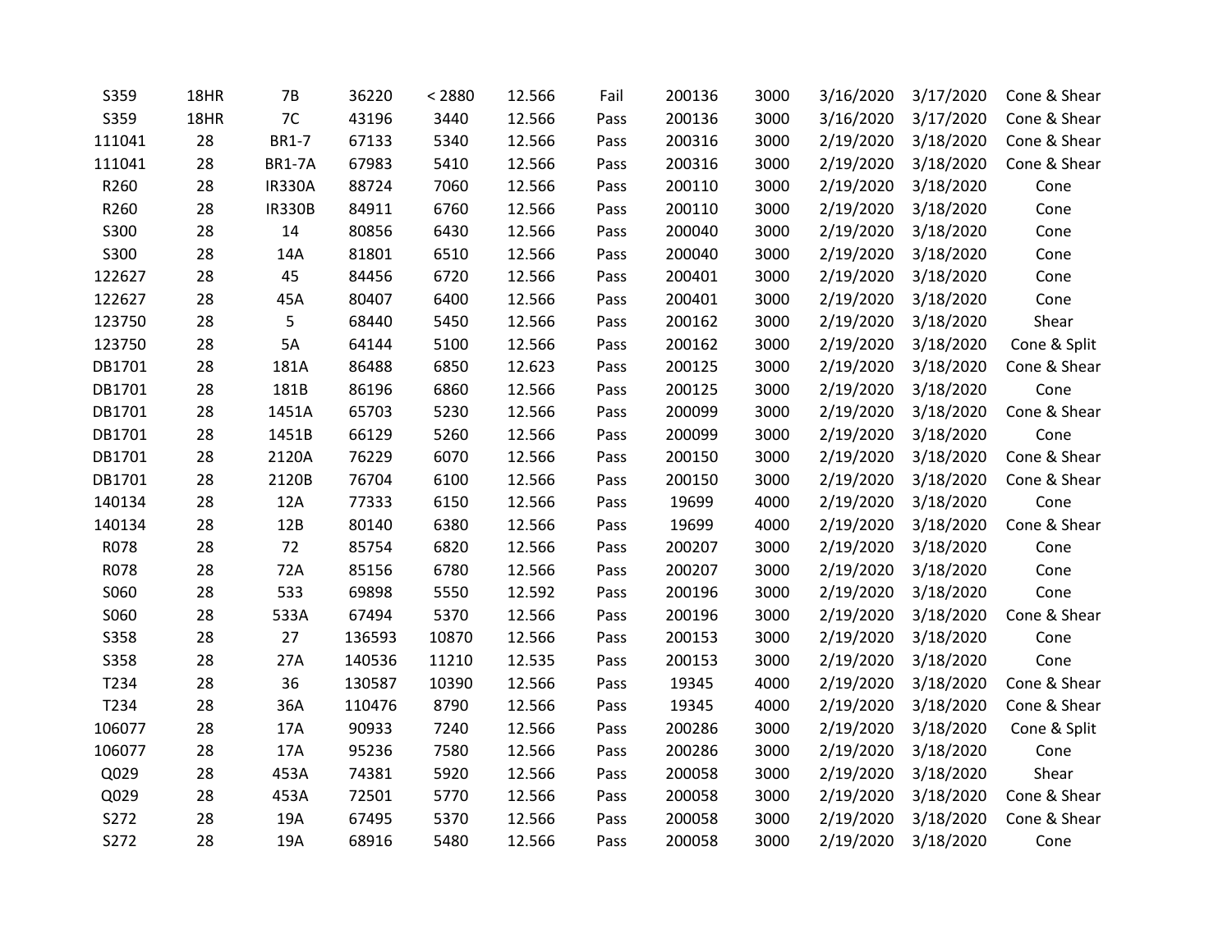| | | | | | | | | | | | |
|---|---|---|---|---|---|---|---|---|---|---|---|
| S359 | 18HR | 7B | 36220 | < 2880 | 12.566 | Fail | 200136 | 3000 | 3/16/2020 | 3/17/2020 | Cone & Shear |
| S359 | 18HR | 7C | 43196 | 3440 | 12.566 | Pass | 200136 | 3000 | 3/16/2020 | 3/17/2020 | Cone & Shear |
| 111041 | 28 | BR1-7 | 67133 | 5340 | 12.566 | Pass | 200316 | 3000 | 2/19/2020 | 3/18/2020 | Cone & Shear |
| 111041 | 28 | BR1-7A | 67983 | 5410 | 12.566 | Pass | 200316 | 3000 | 2/19/2020 | 3/18/2020 | Cone & Shear |
| R260 | 28 | IR330A | 88724 | 7060 | 12.566 | Pass | 200110 | 3000 | 2/19/2020 | 3/18/2020 | Cone |
| R260 | 28 | IR330B | 84911 | 6760 | 12.566 | Pass | 200110 | 3000 | 2/19/2020 | 3/18/2020 | Cone |
| S300 | 28 | 14 | 80856 | 6430 | 12.566 | Pass | 200040 | 3000 | 2/19/2020 | 3/18/2020 | Cone |
| S300 | 28 | 14A | 81801 | 6510 | 12.566 | Pass | 200040 | 3000 | 2/19/2020 | 3/18/2020 | Cone |
| 122627 | 28 | 45 | 84456 | 6720 | 12.566 | Pass | 200401 | 3000 | 2/19/2020 | 3/18/2020 | Cone |
| 122627 | 28 | 45A | 80407 | 6400 | 12.566 | Pass | 200401 | 3000 | 2/19/2020 | 3/18/2020 | Cone |
| 123750 | 28 | 5 | 68440 | 5450 | 12.566 | Pass | 200162 | 3000 | 2/19/2020 | 3/18/2020 | Shear |
| 123750 | 28 | 5A | 64144 | 5100 | 12.566 | Pass | 200162 | 3000 | 2/19/2020 | 3/18/2020 | Cone & Split |
| DB1701 | 28 | 181A | 86488 | 6850 | 12.623 | Pass | 200125 | 3000 | 2/19/2020 | 3/18/2020 | Cone & Shear |
| DB1701 | 28 | 181B | 86196 | 6860 | 12.566 | Pass | 200125 | 3000 | 2/19/2020 | 3/18/2020 | Cone |
| DB1701 | 28 | 1451A | 65703 | 5230 | 12.566 | Pass | 200099 | 3000 | 2/19/2020 | 3/18/2020 | Cone & Shear |
| DB1701 | 28 | 1451B | 66129 | 5260 | 12.566 | Pass | 200099 | 3000 | 2/19/2020 | 3/18/2020 | Cone |
| DB1701 | 28 | 2120A | 76229 | 6070 | 12.566 | Pass | 200150 | 3000 | 2/19/2020 | 3/18/2020 | Cone & Shear |
| DB1701 | 28 | 2120B | 76704 | 6100 | 12.566 | Pass | 200150 | 3000 | 2/19/2020 | 3/18/2020 | Cone & Shear |
| 140134 | 28 | 12A | 77333 | 6150 | 12.566 | Pass | 19699 | 4000 | 2/19/2020 | 3/18/2020 | Cone |
| 140134 | 28 | 12B | 80140 | 6380 | 12.566 | Pass | 19699 | 4000 | 2/19/2020 | 3/18/2020 | Cone & Shear |
| R078 | 28 | 72 | 85754 | 6820 | 12.566 | Pass | 200207 | 3000 | 2/19/2020 | 3/18/2020 | Cone |
| R078 | 28 | 72A | 85156 | 6780 | 12.566 | Pass | 200207 | 3000 | 2/19/2020 | 3/18/2020 | Cone |
| S060 | 28 | 533 | 69898 | 5550 | 12.592 | Pass | 200196 | 3000 | 2/19/2020 | 3/18/2020 | Cone |
| S060 | 28 | 533A | 67494 | 5370 | 12.566 | Pass | 200196 | 3000 | 2/19/2020 | 3/18/2020 | Cone & Shear |
| S358 | 28 | 27 | 136593 | 10870 | 12.566 | Pass | 200153 | 3000 | 2/19/2020 | 3/18/2020 | Cone |
| S358 | 28 | 27A | 140536 | 11210 | 12.535 | Pass | 200153 | 3000 | 2/19/2020 | 3/18/2020 | Cone |
| T234 | 28 | 36 | 130587 | 10390 | 12.566 | Pass | 19345 | 4000 | 2/19/2020 | 3/18/2020 | Cone & Shear |
| T234 | 28 | 36A | 110476 | 8790 | 12.566 | Pass | 19345 | 4000 | 2/19/2020 | 3/18/2020 | Cone & Shear |
| 106077 | 28 | 17A | 90933 | 7240 | 12.566 | Pass | 200286 | 3000 | 2/19/2020 | 3/18/2020 | Cone & Split |
| 106077 | 28 | 17A | 95236 | 7580 | 12.566 | Pass | 200286 | 3000 | 2/19/2020 | 3/18/2020 | Cone |
| Q029 | 28 | 453A | 74381 | 5920 | 12.566 | Pass | 200058 | 3000 | 2/19/2020 | 3/18/2020 | Shear |
| Q029 | 28 | 453A | 72501 | 5770 | 12.566 | Pass | 200058 | 3000 | 2/19/2020 | 3/18/2020 | Cone & Shear |
| S272 | 28 | 19A | 67495 | 5370 | 12.566 | Pass | 200058 | 3000 | 2/19/2020 | 3/18/2020 | Cone & Shear |
| S272 | 28 | 19A | 68916 | 5480 | 12.566 | Pass | 200058 | 3000 | 2/19/2020 | 3/18/2020 | Cone |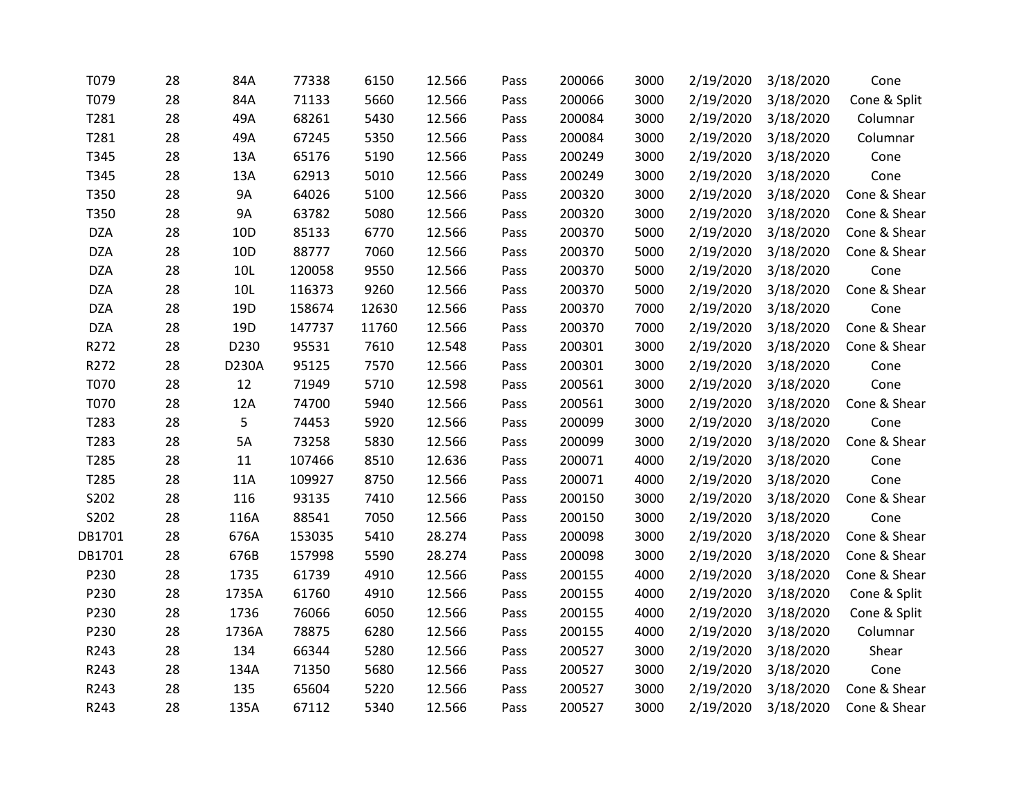| | | | | | | | | | | | |
|---|---|---|---|---|---|---|---|---|---|---|---|
| T079 | 28 | 84A | 77338 | 6150 | 12.566 | Pass | 200066 | 3000 | 2/19/2020 | 3/18/2020 | Cone |
| T079 | 28 | 84A | 71133 | 5660 | 12.566 | Pass | 200066 | 3000 | 2/19/2020 | 3/18/2020 | Cone & Split |
| T281 | 28 | 49A | 68261 | 5430 | 12.566 | Pass | 200084 | 3000 | 2/19/2020 | 3/18/2020 | Columnar |
| T281 | 28 | 49A | 67245 | 5350 | 12.566 | Pass | 200084 | 3000 | 2/19/2020 | 3/18/2020 | Columnar |
| T345 | 28 | 13A | 65176 | 5190 | 12.566 | Pass | 200249 | 3000 | 2/19/2020 | 3/18/2020 | Cone |
| T345 | 28 | 13A | 62913 | 5010 | 12.566 | Pass | 200249 | 3000 | 2/19/2020 | 3/18/2020 | Cone |
| T350 | 28 | 9A | 64026 | 5100 | 12.566 | Pass | 200320 | 3000 | 2/19/2020 | 3/18/2020 | Cone & Shear |
| T350 | 28 | 9A | 63782 | 5080 | 12.566 | Pass | 200320 | 3000 | 2/19/2020 | 3/18/2020 | Cone & Shear |
| DZA | 28 | 10D | 85133 | 6770 | 12.566 | Pass | 200370 | 5000 | 2/19/2020 | 3/18/2020 | Cone & Shear |
| DZA | 28 | 10D | 88777 | 7060 | 12.566 | Pass | 200370 | 5000 | 2/19/2020 | 3/18/2020 | Cone & Shear |
| DZA | 28 | 10L | 120058 | 9550 | 12.566 | Pass | 200370 | 5000 | 2/19/2020 | 3/18/2020 | Cone |
| DZA | 28 | 10L | 116373 | 9260 | 12.566 | Pass | 200370 | 5000 | 2/19/2020 | 3/18/2020 | Cone & Shear |
| DZA | 28 | 19D | 158674 | 12630 | 12.566 | Pass | 200370 | 7000 | 2/19/2020 | 3/18/2020 | Cone |
| DZA | 28 | 19D | 147737 | 11760 | 12.566 | Pass | 200370 | 7000 | 2/19/2020 | 3/18/2020 | Cone & Shear |
| R272 | 28 | D230 | 95531 | 7610 | 12.548 | Pass | 200301 | 3000 | 2/19/2020 | 3/18/2020 | Cone & Shear |
| R272 | 28 | D230A | 95125 | 7570 | 12.566 | Pass | 200301 | 3000 | 2/19/2020 | 3/18/2020 | Cone |
| T070 | 28 | 12 | 71949 | 5710 | 12.598 | Pass | 200561 | 3000 | 2/19/2020 | 3/18/2020 | Cone |
| T070 | 28 | 12A | 74700 | 5940 | 12.566 | Pass | 200561 | 3000 | 2/19/2020 | 3/18/2020 | Cone & Shear |
| T283 | 28 | 5 | 74453 | 5920 | 12.566 | Pass | 200099 | 3000 | 2/19/2020 | 3/18/2020 | Cone |
| T283 | 28 | 5A | 73258 | 5830 | 12.566 | Pass | 200099 | 3000 | 2/19/2020 | 3/18/2020 | Cone & Shear |
| T285 | 28 | 11 | 107466 | 8510 | 12.636 | Pass | 200071 | 4000 | 2/19/2020 | 3/18/2020 | Cone |
| T285 | 28 | 11A | 109927 | 8750 | 12.566 | Pass | 200071 | 4000 | 2/19/2020 | 3/18/2020 | Cone |
| S202 | 28 | 116 | 93135 | 7410 | 12.566 | Pass | 200150 | 3000 | 2/19/2020 | 3/18/2020 | Cone & Shear |
| S202 | 28 | 116A | 88541 | 7050 | 12.566 | Pass | 200150 | 3000 | 2/19/2020 | 3/18/2020 | Cone |
| DB1701 | 28 | 676A | 153035 | 5410 | 28.274 | Pass | 200098 | 3000 | 2/19/2020 | 3/18/2020 | Cone & Shear |
| DB1701 | 28 | 676B | 157998 | 5590 | 28.274 | Pass | 200098 | 3000 | 2/19/2020 | 3/18/2020 | Cone & Shear |
| P230 | 28 | 1735 | 61739 | 4910 | 12.566 | Pass | 200155 | 4000 | 2/19/2020 | 3/18/2020 | Cone & Shear |
| P230 | 28 | 1735A | 61760 | 4910 | 12.566 | Pass | 200155 | 4000 | 2/19/2020 | 3/18/2020 | Cone & Split |
| P230 | 28 | 1736 | 76066 | 6050 | 12.566 | Pass | 200155 | 4000 | 2/19/2020 | 3/18/2020 | Cone & Split |
| P230 | 28 | 1736A | 78875 | 6280 | 12.566 | Pass | 200155 | 4000 | 2/19/2020 | 3/18/2020 | Columnar |
| R243 | 28 | 134 | 66344 | 5280 | 12.566 | Pass | 200527 | 3000 | 2/19/2020 | 3/18/2020 | Shear |
| R243 | 28 | 134A | 71350 | 5680 | 12.566 | Pass | 200527 | 3000 | 2/19/2020 | 3/18/2020 | Cone |
| R243 | 28 | 135 | 65604 | 5220 | 12.566 | Pass | 200527 | 3000 | 2/19/2020 | 3/18/2020 | Cone & Shear |
| R243 | 28 | 135A | 67112 | 5340 | 12.566 | Pass | 200527 | 3000 | 2/19/2020 | 3/18/2020 | Cone & Shear |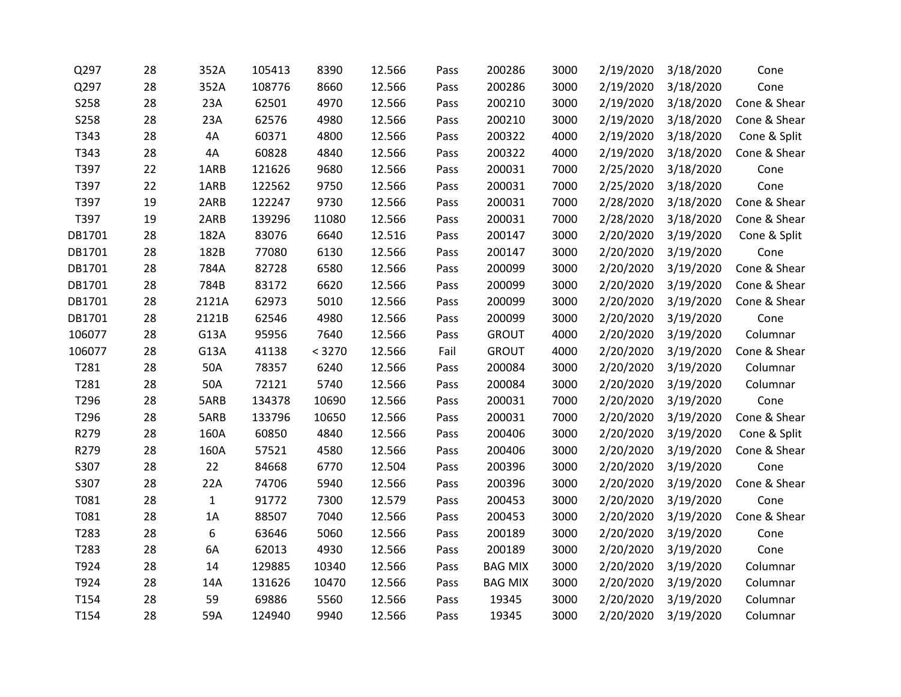| | | | | | | | | | | | |
|---|---|---|---|---|---|---|---|---|---|---|---|
| Q297 | 28 | 352A | 105413 | 8390 | 12.566 | Pass | 200286 | 3000 | 2/19/2020 | 3/18/2020 | Cone |
| Q297 | 28 | 352A | 108776 | 8660 | 12.566 | Pass | 200286 | 3000 | 2/19/2020 | 3/18/2020 | Cone |
| S258 | 28 | 23A | 62501 | 4970 | 12.566 | Pass | 200210 | 3000 | 2/19/2020 | 3/18/2020 | Cone & Shear |
| S258 | 28 | 23A | 62576 | 4980 | 12.566 | Pass | 200210 | 3000 | 2/19/2020 | 3/18/2020 | Cone & Shear |
| T343 | 28 | 4A | 60371 | 4800 | 12.566 | Pass | 200322 | 4000 | 2/19/2020 | 3/18/2020 | Cone & Split |
| T343 | 28 | 4A | 60828 | 4840 | 12.566 | Pass | 200322 | 4000 | 2/19/2020 | 3/18/2020 | Cone & Shear |
| T397 | 22 | 1ARB | 121626 | 9680 | 12.566 | Pass | 200031 | 7000 | 2/25/2020 | 3/18/2020 | Cone |
| T397 | 22 | 1ARB | 122562 | 9750 | 12.566 | Pass | 200031 | 7000 | 2/25/2020 | 3/18/2020 | Cone |
| T397 | 19 | 2ARB | 122247 | 9730 | 12.566 | Pass | 200031 | 7000 | 2/28/2020 | 3/18/2020 | Cone & Shear |
| T397 | 19 | 2ARB | 139296 | 11080 | 12.566 | Pass | 200031 | 7000 | 2/28/2020 | 3/18/2020 | Cone & Shear |
| DB1701 | 28 | 182A | 83076 | 6640 | 12.516 | Pass | 200147 | 3000 | 2/20/2020 | 3/19/2020 | Cone & Split |
| DB1701 | 28 | 182B | 77080 | 6130 | 12.566 | Pass | 200147 | 3000 | 2/20/2020 | 3/19/2020 | Cone |
| DB1701 | 28 | 784A | 82728 | 6580 | 12.566 | Pass | 200099 | 3000 | 2/20/2020 | 3/19/2020 | Cone & Shear |
| DB1701 | 28 | 784B | 83172 | 6620 | 12.566 | Pass | 200099 | 3000 | 2/20/2020 | 3/19/2020 | Cone & Shear |
| DB1701 | 28 | 2121A | 62973 | 5010 | 12.566 | Pass | 200099 | 3000 | 2/20/2020 | 3/19/2020 | Cone & Shear |
| DB1701 | 28 | 2121B | 62546 | 4980 | 12.566 | Pass | 200099 | 3000 | 2/20/2020 | 3/19/2020 | Cone |
| 106077 | 28 | G13A | 95956 | 7640 | 12.566 | Pass | GROUT | 4000 | 2/20/2020 | 3/19/2020 | Columnar |
| 106077 | 28 | G13A | 41138 | < 3270 | 12.566 | Fail | GROUT | 4000 | 2/20/2020 | 3/19/2020 | Cone & Shear |
| T281 | 28 | 50A | 78357 | 6240 | 12.566 | Pass | 200084 | 3000 | 2/20/2020 | 3/19/2020 | Columnar |
| T281 | 28 | 50A | 72121 | 5740 | 12.566 | Pass | 200084 | 3000 | 2/20/2020 | 3/19/2020 | Columnar |
| T296 | 28 | 5ARB | 134378 | 10690 | 12.566 | Pass | 200031 | 7000 | 2/20/2020 | 3/19/2020 | Cone |
| T296 | 28 | 5ARB | 133796 | 10650 | 12.566 | Pass | 200031 | 7000 | 2/20/2020 | 3/19/2020 | Cone & Shear |
| R279 | 28 | 160A | 60850 | 4840 | 12.566 | Pass | 200406 | 3000 | 2/20/2020 | 3/19/2020 | Cone & Split |
| R279 | 28 | 160A | 57521 | 4580 | 12.566 | Pass | 200406 | 3000 | 2/20/2020 | 3/19/2020 | Cone & Shear |
| S307 | 28 | 22 | 84668 | 6770 | 12.504 | Pass | 200396 | 3000 | 2/20/2020 | 3/19/2020 | Cone |
| S307 | 28 | 22A | 74706 | 5940 | 12.566 | Pass | 200396 | 3000 | 2/20/2020 | 3/19/2020 | Cone & Shear |
| T081 | 28 | 1 | 91772 | 7300 | 12.579 | Pass | 200453 | 3000 | 2/20/2020 | 3/19/2020 | Cone |
| T081 | 28 | 1A | 88507 | 7040 | 12.566 | Pass | 200453 | 3000 | 2/20/2020 | 3/19/2020 | Cone & Shear |
| T283 | 28 | 6 | 63646 | 5060 | 12.566 | Pass | 200189 | 3000 | 2/20/2020 | 3/19/2020 | Cone |
| T283 | 28 | 6A | 62013 | 4930 | 12.566 | Pass | 200189 | 3000 | 2/20/2020 | 3/19/2020 | Cone |
| T924 | 28 | 14 | 129885 | 10340 | 12.566 | Pass | BAG MIX | 3000 | 2/20/2020 | 3/19/2020 | Columnar |
| T924 | 28 | 14A | 131626 | 10470 | 12.566 | Pass | BAG MIX | 3000 | 2/20/2020 | 3/19/2020 | Columnar |
| T154 | 28 | 59 | 69886 | 5560 | 12.566 | Pass | 19345 | 3000 | 2/20/2020 | 3/19/2020 | Columnar |
| T154 | 28 | 59A | 124940 | 9940 | 12.566 | Pass | 19345 | 3000 | 2/20/2020 | 3/19/2020 | Columnar |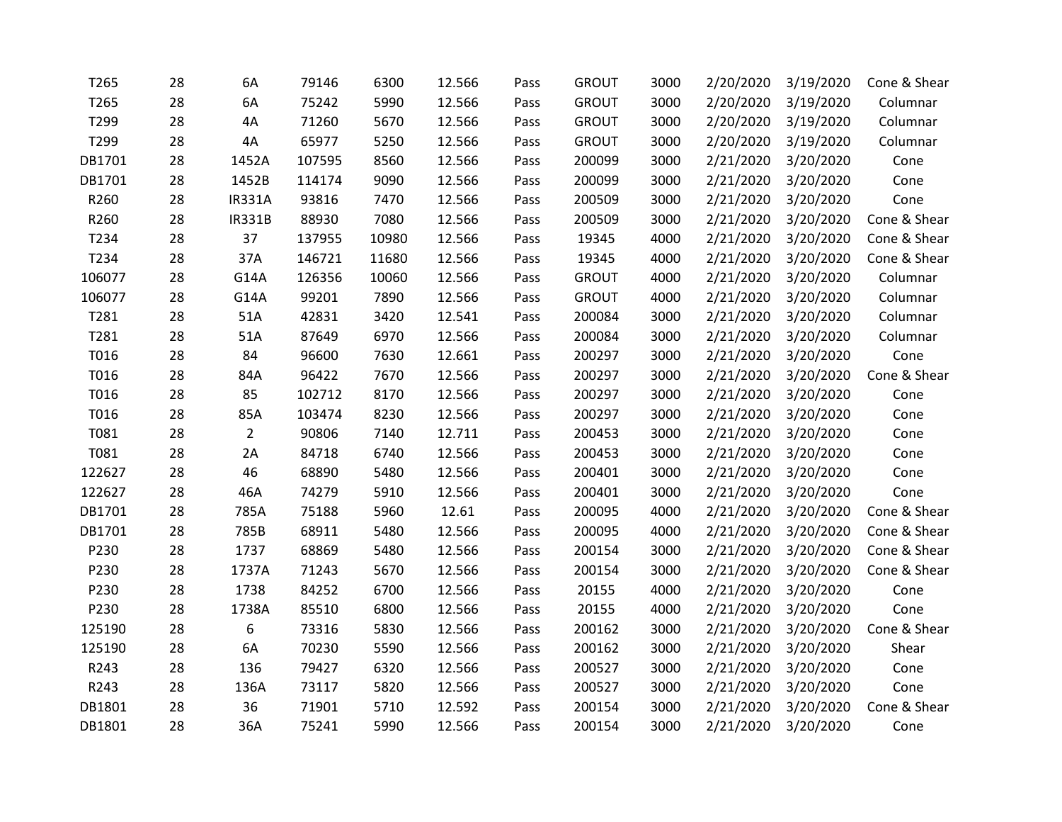| | | | | | | | | | | | |
|---|---|---|---|---|---|---|---|---|---|---|---|
| T265 | 28 | 6A | 79146 | 6300 | 12.566 | Pass | GROUT | 3000 | 2/20/2020 | 3/19/2020 | Cone & Shear |
| T265 | 28 | 6A | 75242 | 5990 | 12.566 | Pass | GROUT | 3000 | 2/20/2020 | 3/19/2020 | Columnar |
| T299 | 28 | 4A | 71260 | 5670 | 12.566 | Pass | GROUT | 3000 | 2/20/2020 | 3/19/2020 | Columnar |
| T299 | 28 | 4A | 65977 | 5250 | 12.566 | Pass | GROUT | 3000 | 2/20/2020 | 3/19/2020 | Columnar |
| DB1701 | 28 | 1452A | 107595 | 8560 | 12.566 | Pass | 200099 | 3000 | 2/21/2020 | 3/20/2020 | Cone |
| DB1701 | 28 | 1452B | 114174 | 9090 | 12.566 | Pass | 200099 | 3000 | 2/21/2020 | 3/20/2020 | Cone |
| R260 | 28 | IR331A | 93816 | 7470 | 12.566 | Pass | 200509 | 3000 | 2/21/2020 | 3/20/2020 | Cone |
| R260 | 28 | IR331B | 88930 | 7080 | 12.566 | Pass | 200509 | 3000 | 2/21/2020 | 3/20/2020 | Cone & Shear |
| T234 | 28 | 37 | 137955 | 10980 | 12.566 | Pass | 19345 | 4000 | 2/21/2020 | 3/20/2020 | Cone & Shear |
| T234 | 28 | 37A | 146721 | 11680 | 12.566 | Pass | 19345 | 4000 | 2/21/2020 | 3/20/2020 | Cone & Shear |
| 106077 | 28 | G14A | 126356 | 10060 | 12.566 | Pass | GROUT | 4000 | 2/21/2020 | 3/20/2020 | Columnar |
| 106077 | 28 | G14A | 99201 | 7890 | 12.566 | Pass | GROUT | 4000 | 2/21/2020 | 3/20/2020 | Columnar |
| T281 | 28 | 51A | 42831 | 3420 | 12.541 | Pass | 200084 | 3000 | 2/21/2020 | 3/20/2020 | Columnar |
| T281 | 28 | 51A | 87649 | 6970 | 12.566 | Pass | 200084 | 3000 | 2/21/2020 | 3/20/2020 | Columnar |
| T016 | 28 | 84 | 96600 | 7630 | 12.661 | Pass | 200297 | 3000 | 2/21/2020 | 3/20/2020 | Cone |
| T016 | 28 | 84A | 96422 | 7670 | 12.566 | Pass | 200297 | 3000 | 2/21/2020 | 3/20/2020 | Cone & Shear |
| T016 | 28 | 85 | 102712 | 8170 | 12.566 | Pass | 200297 | 3000 | 2/21/2020 | 3/20/2020 | Cone |
| T016 | 28 | 85A | 103474 | 8230 | 12.566 | Pass | 200297 | 3000 | 2/21/2020 | 3/20/2020 | Cone |
| T081 | 28 | 2 | 90806 | 7140 | 12.711 | Pass | 200453 | 3000 | 2/21/2020 | 3/20/2020 | Cone |
| T081 | 28 | 2A | 84718 | 6740 | 12.566 | Pass | 200453 | 3000 | 2/21/2020 | 3/20/2020 | Cone |
| 122627 | 28 | 46 | 68890 | 5480 | 12.566 | Pass | 200401 | 3000 | 2/21/2020 | 3/20/2020 | Cone |
| 122627 | 28 | 46A | 74279 | 5910 | 12.566 | Pass | 200401 | 3000 | 2/21/2020 | 3/20/2020 | Cone |
| DB1701 | 28 | 785A | 75188 | 5960 | 12.61 | Pass | 200095 | 4000 | 2/21/2020 | 3/20/2020 | Cone & Shear |
| DB1701 | 28 | 785B | 68911 | 5480 | 12.566 | Pass | 200095 | 4000 | 2/21/2020 | 3/20/2020 | Cone & Shear |
| P230 | 28 | 1737 | 68869 | 5480 | 12.566 | Pass | 200154 | 3000 | 2/21/2020 | 3/20/2020 | Cone & Shear |
| P230 | 28 | 1737A | 71243 | 5670 | 12.566 | Pass | 200154 | 3000 | 2/21/2020 | 3/20/2020 | Cone & Shear |
| P230 | 28 | 1738 | 84252 | 6700 | 12.566 | Pass | 20155 | 4000 | 2/21/2020 | 3/20/2020 | Cone |
| P230 | 28 | 1738A | 85510 | 6800 | 12.566 | Pass | 20155 | 4000 | 2/21/2020 | 3/20/2020 | Cone |
| 125190 | 28 | 6 | 73316 | 5830 | 12.566 | Pass | 200162 | 3000 | 2/21/2020 | 3/20/2020 | Cone & Shear |
| 125190 | 28 | 6A | 70230 | 5590 | 12.566 | Pass | 200162 | 3000 | 2/21/2020 | 3/20/2020 | Shear |
| R243 | 28 | 136 | 79427 | 6320 | 12.566 | Pass | 200527 | 3000 | 2/21/2020 | 3/20/2020 | Cone |
| R243 | 28 | 136A | 73117 | 5820 | 12.566 | Pass | 200527 | 3000 | 2/21/2020 | 3/20/2020 | Cone |
| DB1801 | 28 | 36 | 71901 | 5710 | 12.592 | Pass | 200154 | 3000 | 2/21/2020 | 3/20/2020 | Cone & Shear |
| DB1801 | 28 | 36A | 75241 | 5990 | 12.566 | Pass | 200154 | 3000 | 2/21/2020 | 3/20/2020 | Cone |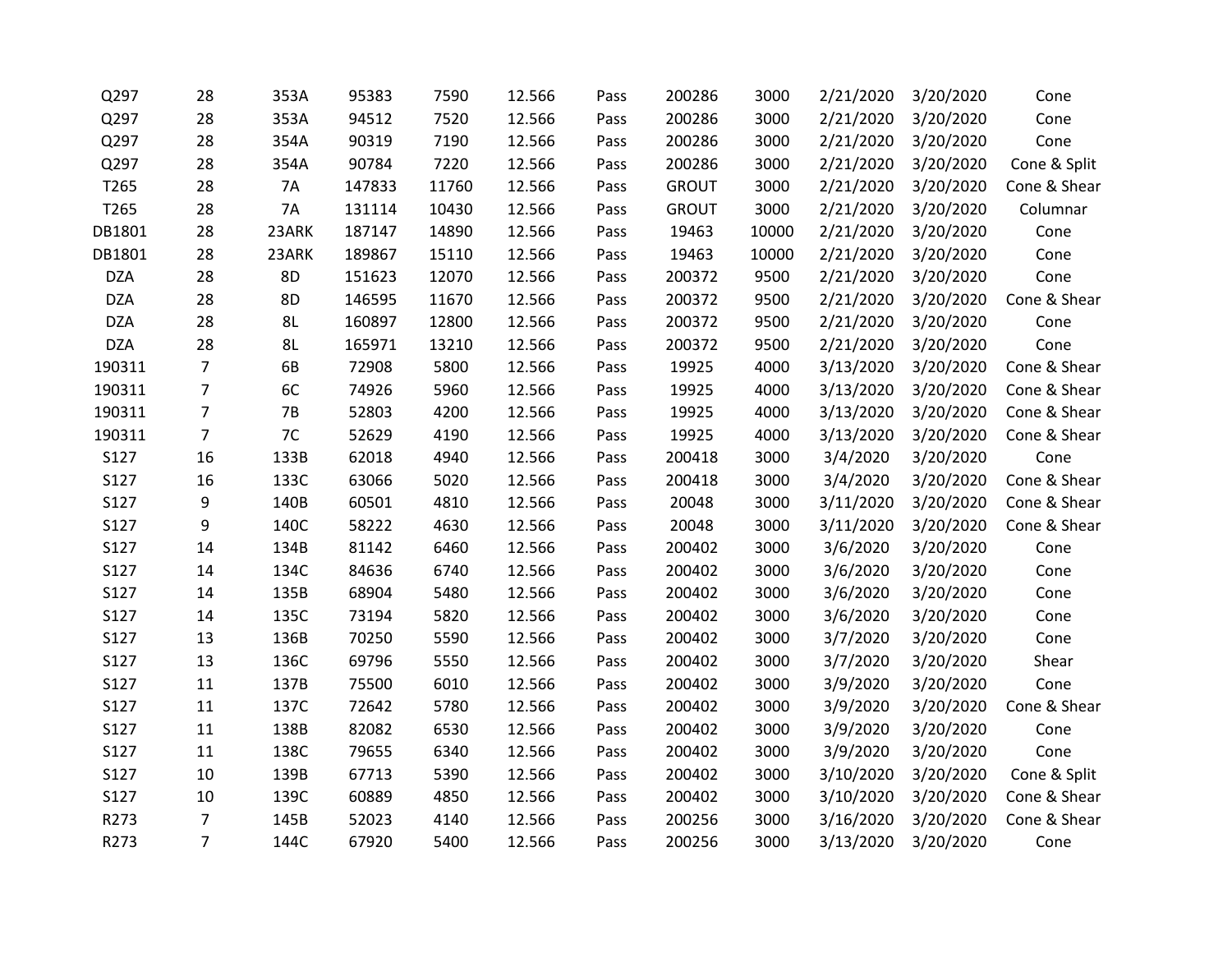| | | | | | | | | | | | |
|---|---|---|---|---|---|---|---|---|---|---|---|
| Q297 | 28 | 353A | 95383 | 7590 | 12.566 | Pass | 200286 | 3000 | 2/21/2020 | 3/20/2020 | Cone |
| Q297 | 28 | 353A | 94512 | 7520 | 12.566 | Pass | 200286 | 3000 | 2/21/2020 | 3/20/2020 | Cone |
| Q297 | 28 | 354A | 90319 | 7190 | 12.566 | Pass | 200286 | 3000 | 2/21/2020 | 3/20/2020 | Cone |
| Q297 | 28 | 354A | 90784 | 7220 | 12.566 | Pass | 200286 | 3000 | 2/21/2020 | 3/20/2020 | Cone & Split |
| T265 | 28 | 7A | 147833 | 11760 | 12.566 | Pass | GROUT | 3000 | 2/21/2020 | 3/20/2020 | Cone & Shear |
| T265 | 28 | 7A | 131114 | 10430 | 12.566 | Pass | GROUT | 3000 | 2/21/2020 | 3/20/2020 | Columnar |
| DB1801 | 28 | 23ARK | 187147 | 14890 | 12.566 | Pass | 19463 | 10000 | 2/21/2020 | 3/20/2020 | Cone |
| DB1801 | 28 | 23ARK | 189867 | 15110 | 12.566 | Pass | 19463 | 10000 | 2/21/2020 | 3/20/2020 | Cone |
| DZA | 28 | 8D | 151623 | 12070 | 12.566 | Pass | 200372 | 9500 | 2/21/2020 | 3/20/2020 | Cone |
| DZA | 28 | 8D | 146595 | 11670 | 12.566 | Pass | 200372 | 9500 | 2/21/2020 | 3/20/2020 | Cone & Shear |
| DZA | 28 | 8L | 160897 | 12800 | 12.566 | Pass | 200372 | 9500 | 2/21/2020 | 3/20/2020 | Cone |
| DZA | 28 | 8L | 165971 | 13210 | 12.566 | Pass | 200372 | 9500 | 2/21/2020 | 3/20/2020 | Cone |
| 190311 | 7 | 6B | 72908 | 5800 | 12.566 | Pass | 19925 | 4000 | 3/13/2020 | 3/20/2020 | Cone & Shear |
| 190311 | 7 | 6C | 74926 | 5960 | 12.566 | Pass | 19925 | 4000 | 3/13/2020 | 3/20/2020 | Cone & Shear |
| 190311 | 7 | 7B | 52803 | 4200 | 12.566 | Pass | 19925 | 4000 | 3/13/2020 | 3/20/2020 | Cone & Shear |
| 190311 | 7 | 7C | 52629 | 4190 | 12.566 | Pass | 19925 | 4000 | 3/13/2020 | 3/20/2020 | Cone & Shear |
| S127 | 16 | 133B | 62018 | 4940 | 12.566 | Pass | 200418 | 3000 | 3/4/2020 | 3/20/2020 | Cone |
| S127 | 16 | 133C | 63066 | 5020 | 12.566 | Pass | 200418 | 3000 | 3/4/2020 | 3/20/2020 | Cone & Shear |
| S127 | 9 | 140B | 60501 | 4810 | 12.566 | Pass | 20048 | 3000 | 3/11/2020 | 3/20/2020 | Cone & Shear |
| S127 | 9 | 140C | 58222 | 4630 | 12.566 | Pass | 20048 | 3000 | 3/11/2020 | 3/20/2020 | Cone & Shear |
| S127 | 14 | 134B | 81142 | 6460 | 12.566 | Pass | 200402 | 3000 | 3/6/2020 | 3/20/2020 | Cone |
| S127 | 14 | 134C | 84636 | 6740 | 12.566 | Pass | 200402 | 3000 | 3/6/2020 | 3/20/2020 | Cone |
| S127 | 14 | 135B | 68904 | 5480 | 12.566 | Pass | 200402 | 3000 | 3/6/2020 | 3/20/2020 | Cone |
| S127 | 14 | 135C | 73194 | 5820 | 12.566 | Pass | 200402 | 3000 | 3/6/2020 | 3/20/2020 | Cone |
| S127 | 13 | 136B | 70250 | 5590 | 12.566 | Pass | 200402 | 3000 | 3/7/2020 | 3/20/2020 | Cone |
| S127 | 13 | 136C | 69796 | 5550 | 12.566 | Pass | 200402 | 3000 | 3/7/2020 | 3/20/2020 | Shear |
| S127 | 11 | 137B | 75500 | 6010 | 12.566 | Pass | 200402 | 3000 | 3/9/2020 | 3/20/2020 | Cone |
| S127 | 11 | 137C | 72642 | 5780 | 12.566 | Pass | 200402 | 3000 | 3/9/2020 | 3/20/2020 | Cone & Shear |
| S127 | 11 | 138B | 82082 | 6530 | 12.566 | Pass | 200402 | 3000 | 3/9/2020 | 3/20/2020 | Cone |
| S127 | 11 | 138C | 79655 | 6340 | 12.566 | Pass | 200402 | 3000 | 3/9/2020 | 3/20/2020 | Cone |
| S127 | 10 | 139B | 67713 | 5390 | 12.566 | Pass | 200402 | 3000 | 3/10/2020 | 3/20/2020 | Cone & Split |
| S127 | 10 | 139C | 60889 | 4850 | 12.566 | Pass | 200402 | 3000 | 3/10/2020 | 3/20/2020 | Cone & Shear |
| R273 | 7 | 145B | 52023 | 4140 | 12.566 | Pass | 200256 | 3000 | 3/16/2020 | 3/20/2020 | Cone & Shear |
| R273 | 7 | 144C | 67920 | 5400 | 12.566 | Pass | 200256 | 3000 | 3/13/2020 | 3/20/2020 | Cone |